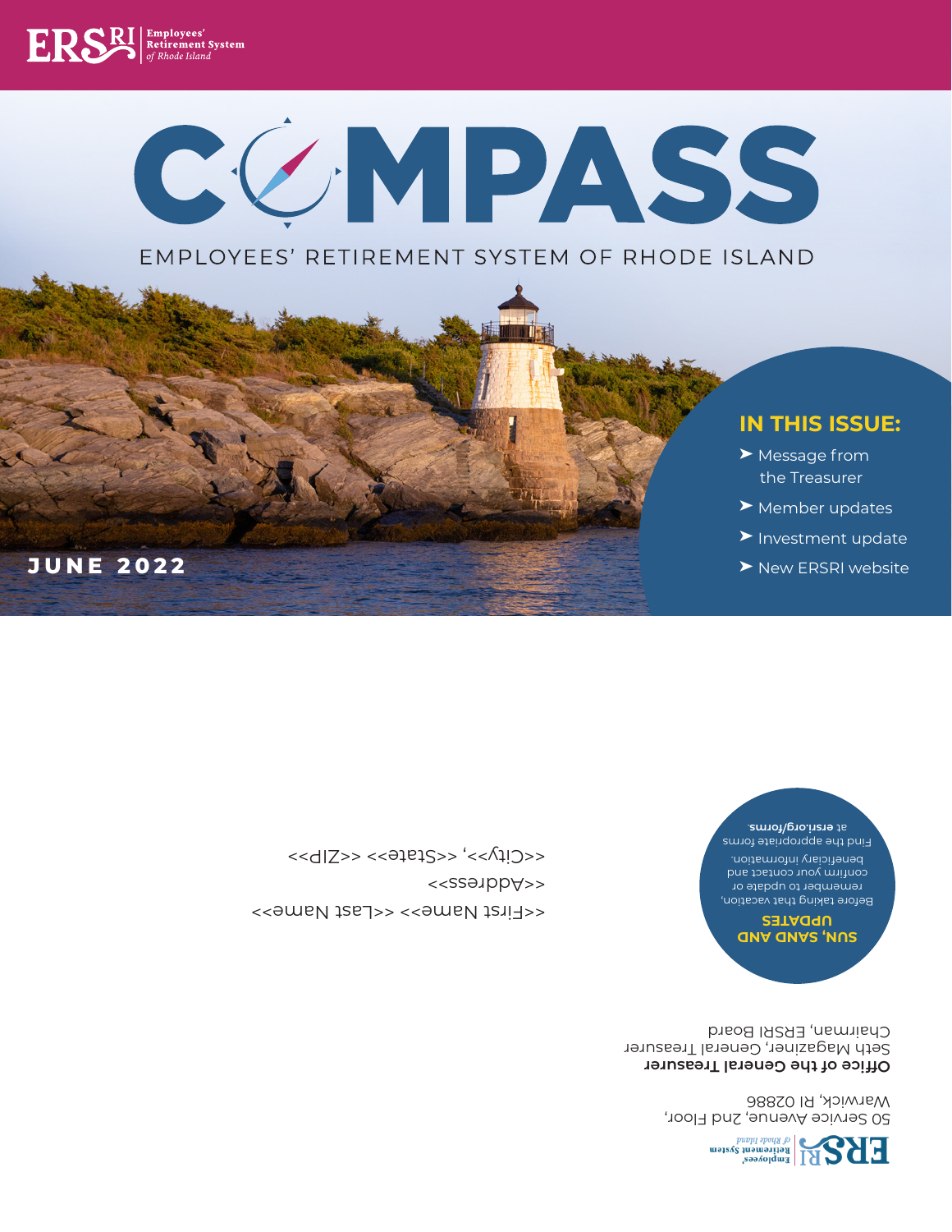ERSRI Employees' Retirement System of Rhode Island

# COMPASS

EMPLOYEES' RETIREMENT SYSTEM OF RHODE ISLAND

JUNE 2022

## IN THIS ISSUE:

- Message from the Treasurer
- Member updates
- Investment update
- New ERSRI website

ERSRI Employees' Retirement System of Rhode Island

50 Service Avenue, 2nd Floor,
Warwick, RI 02886

**Office of the General Treasurer**
Seth Magaziner, General Treasurer
Chairman, ERSRI Board

### SUN, SAND AND UPDATES

Before taking that vacation, remember to update or confirm your contact and beneficiary information. Find the appropriate forms at **ersri.org/forms**.

<<First Name>> <<Last Name>>
<<Address>>
<<City>>, <<State>> <<ZIP>>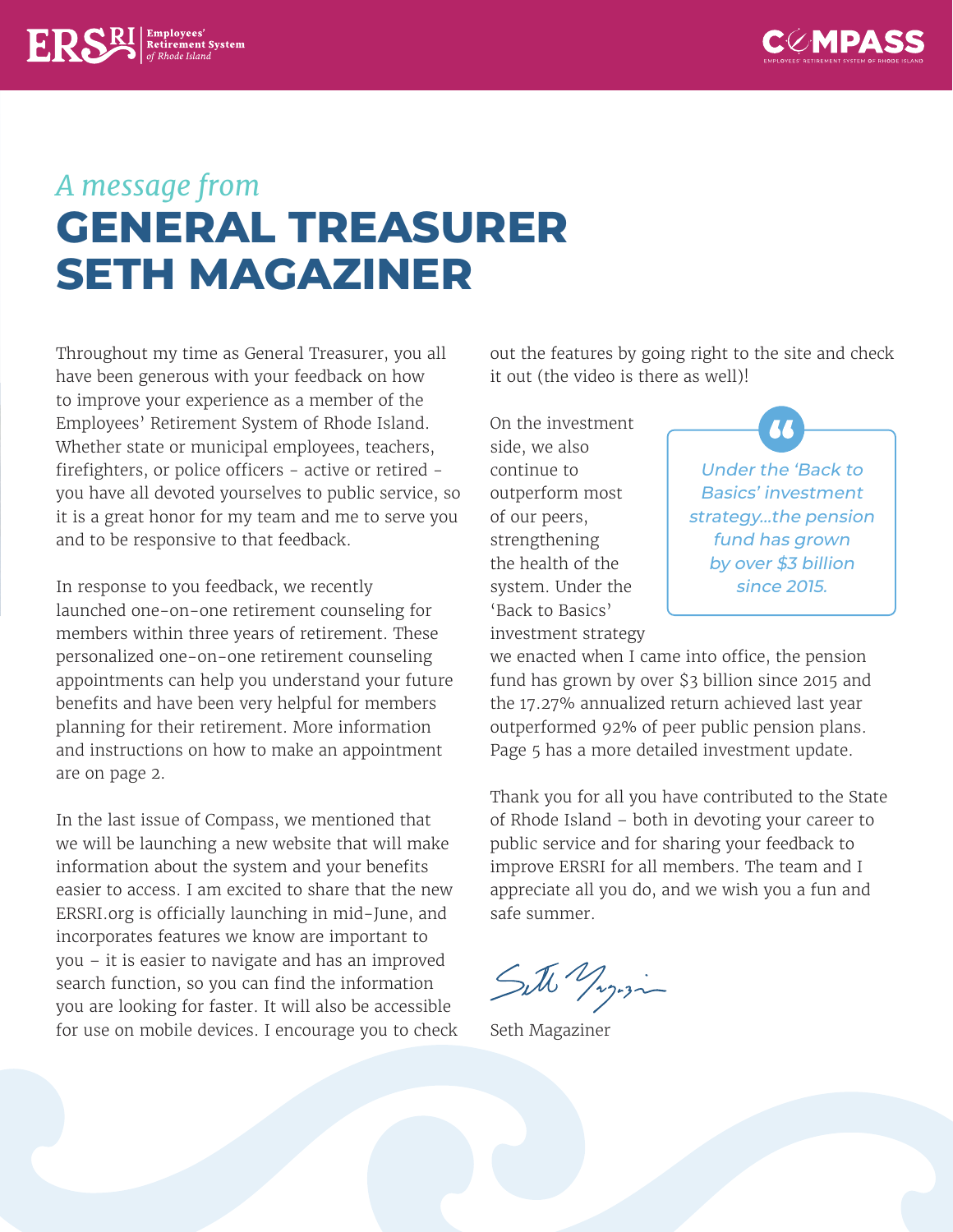*A message from*

# GENERAL TREASURER SETH MAGAZINER

Throughout my time as General Treasurer, you all have been generous with your feedback on how to improve your experience as a member of the Employees' Retirement System of Rhode Island. Whether state or municipal employees, teachers, firefighters, or police officers - active or retired - you have all devoted yourselves to public service, so it is a great honor for my team and me to serve you and to be responsive to that feedback.

In response to you feedback, we recently launched one-on-one retirement counseling for members within three years of retirement. These personalized one-on-one retirement counseling appointments can help you understand your future benefits and have been very helpful for members planning for their retirement. More information and instructions on how to make an appointment are on page 2.

In the last issue of Compass, we mentioned that we will be launching a new website that will make information about the system and your benefits easier to access. I am excited to share that the new ERSRI.org is officially launching in mid-June, and incorporates features we know are important to you – it is easier to navigate and has an improved search function, so you can find the information you are looking for faster. It will also be accessible for use on mobile devices. I encourage you to check out the features by going right to the site and check it out (the video is there as well)!

> *Under the 'Back to Basics' investment strategy...the pension fund has grown by over $3 billion since 2015.*

On the investment side, we also continue to outperform most of our peers, strengthening the health of the system. Under the 'Back to Basics' investment strategy we enacted when I came into office, the pension fund has grown by over $3 billion since 2015 and the 17.27% annualized return achieved last year outperformed 92% of peer public pension plans. Page 5 has a more detailed investment update.

Thank you for all you have contributed to the State of Rhode Island – both in devoting your career to public service and for sharing your feedback to improve ERSRI for all members. The team and I appreciate all you do, and we wish you a fun and safe summer.

Seth Magaziner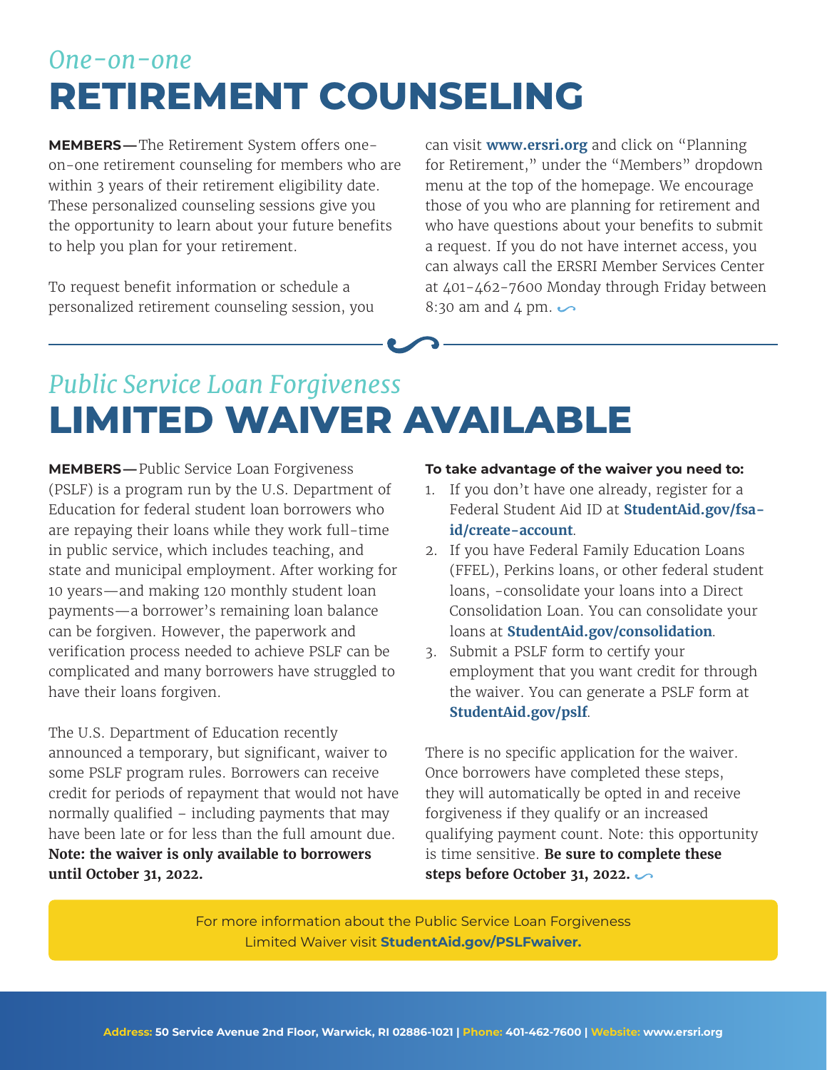*One-on-one*

# RETIREMENT COUNSELING

**MEMBERS—** The Retirement System offers one-on-one retirement counseling for members who are within 3 years of their retirement eligibility date. These personalized counseling sessions give you the opportunity to learn about your future benefits to help you plan for your retirement.

To request benefit information or schedule a personalized retirement counseling session, you can visit **www.ersri.org** and click on "Planning for Retirement," under the "Members" dropdown menu at the top of the homepage. We encourage those of you who are planning for retirement and who have questions about your benefits to submit a request. If you do not have internet access, you can always call the ERSRI Member Services Center at 401-462-7600 Monday through Friday between 8:30 am and 4 pm.

*Public Service Loan Forgiveness*

# LIMITED WAIVER AVAILABLE

**MEMBERS—** Public Service Loan Forgiveness (PSLF) is a program run by the U.S. Department of Education for federal student loan borrowers who are repaying their loans while they work full-time in public service, which includes teaching, and state and municipal employment. After working for 10 years—and making 120 monthly student loan payments—a borrower's remaining loan balance can be forgiven. However, the paperwork and verification process needed to achieve PSLF can be complicated and many borrowers have struggled to have their loans forgiven.

The U.S. Department of Education recently announced a temporary, but significant, waiver to some PSLF program rules. Borrowers can receive credit for periods of repayment that would not have normally qualified – including payments that may have been late or for less than the full amount due. **Note: the waiver is only available to borrowers until October 31, 2022.**

**To take advantage of the waiver you need to:**

1. If you don't have one already, register for a Federal Student Aid ID at **StudentAid.gov/fsa-id/create-account**.
2. If you have Federal Family Education Loans (FFEL), Perkins loans, or other federal student loans, -consolidate your loans into a Direct Consolidation Loan. You can consolidate your loans at **StudentAid.gov/consolidation**.
3. Submit a PSLF form to certify your employment that you want credit for through the waiver. You can generate a PSLF form at **StudentAid.gov/pslf**.

There is no specific application for the waiver. Once borrowers have completed these steps, they will automatically be opted in and receive forgiveness if they qualify or an increased qualifying payment count. Note: this opportunity is time sensitive. **Be sure to complete these steps before October 31, 2022.**

For more information about the Public Service Loan Forgiveness Limited Waiver visit **StudentAid.gov/PSLFwaiver.**

**Address:** 50 Service Avenue 2nd Floor, Warwick, RI 02886-1021 | **Phone:** 401-462-7600 | **Website:** www.ersri.org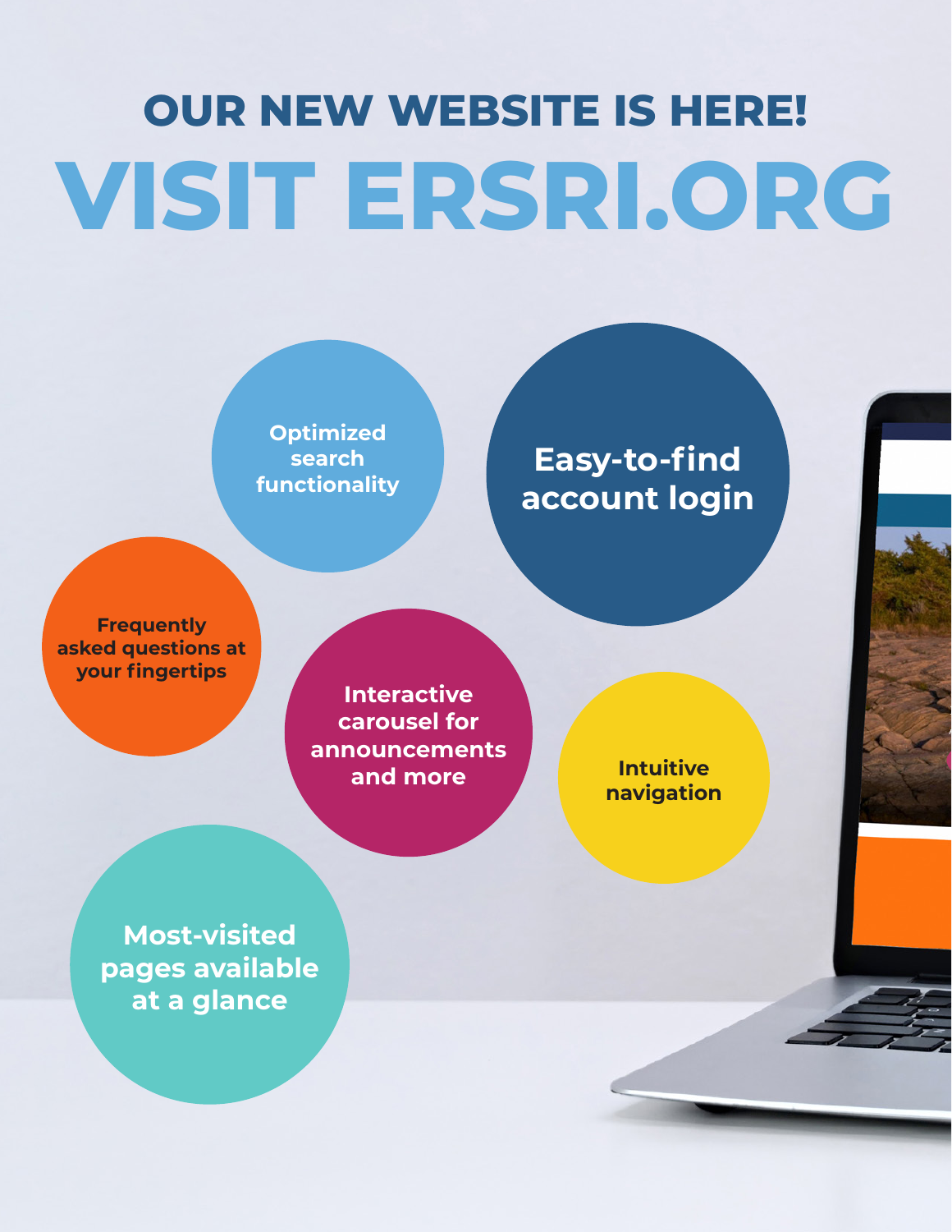# OUR NEW WEBSITE IS HERE!

# VISIT ERSRI.ORG

- Optimized search functionality
- Easy-to-find account login
- Frequently asked questions at your fingertips
- Interactive carousel for announcements and more
- Intuitive navigation
- Most-visited pages available at a glance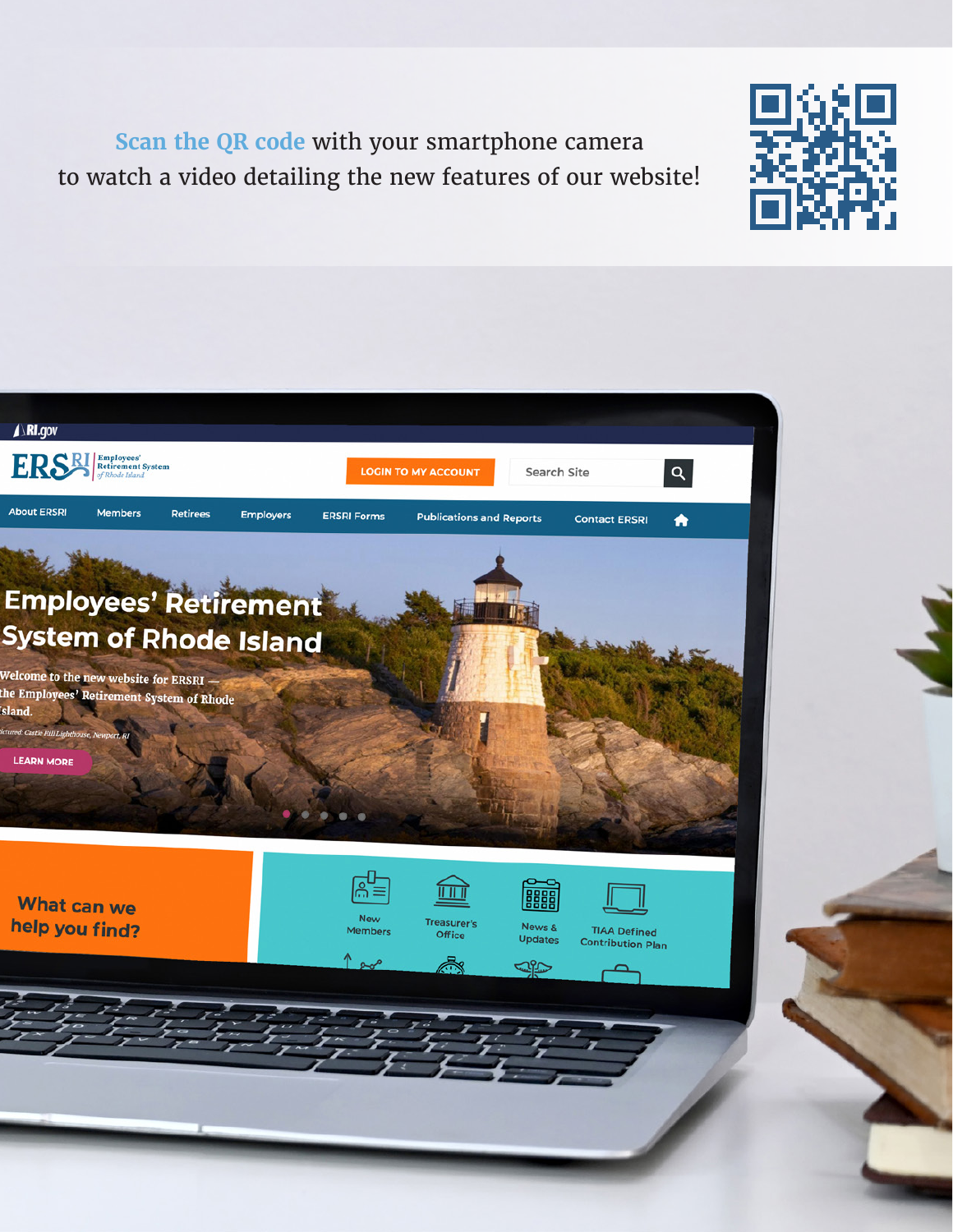Scan the QR code with your smartphone camera to watch a video detailing the new features of our website!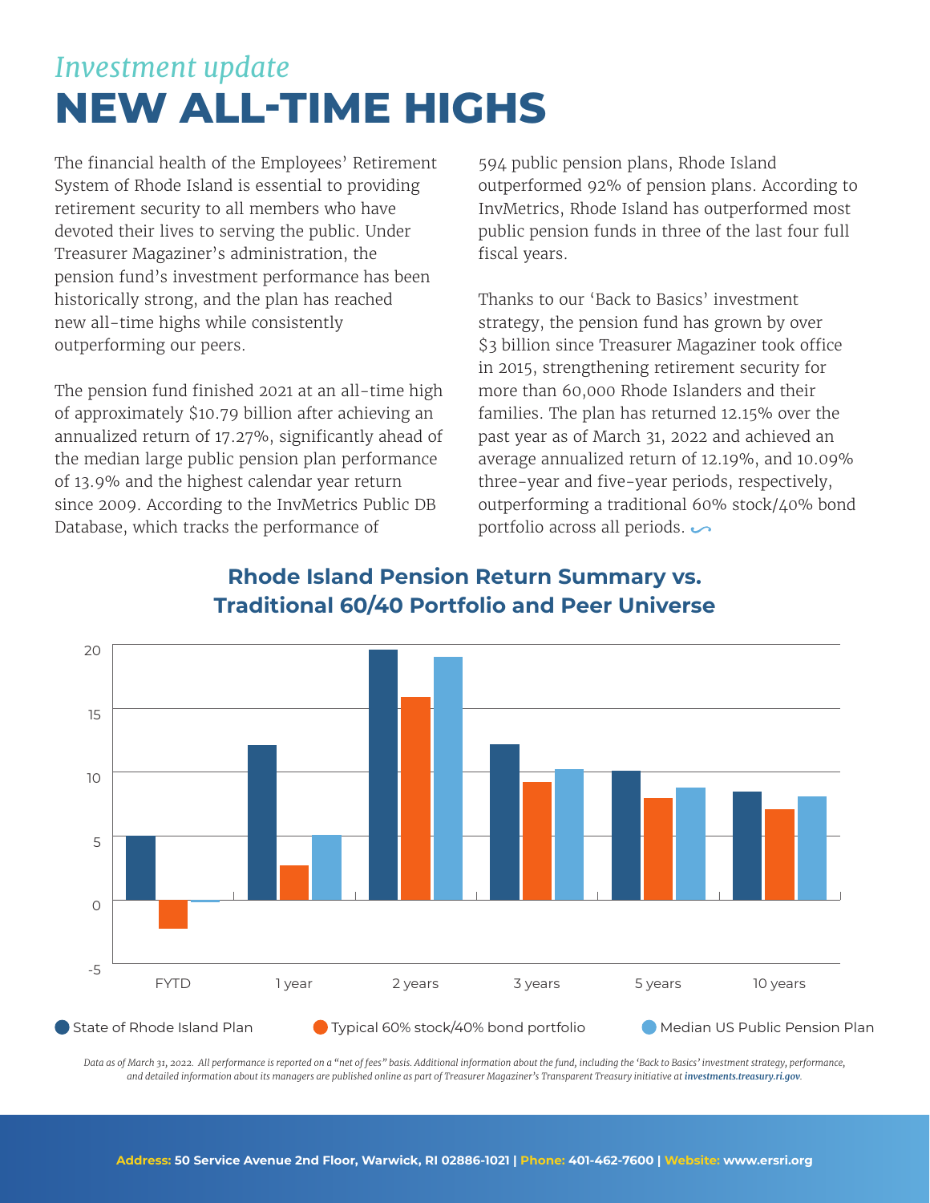*Investment update*

# NEW ALL-TIME HIGHS

The financial health of the Employees' Retirement System of Rhode Island is essential to providing retirement security to all members who have devoted their lives to serving the public. Under Treasurer Magaziner's administration, the pension fund's investment performance has been historically strong, and the plan has reached new all-time highs while consistently outperforming our peers.

The pension fund finished 2021 at an all-time high of approximately $10.79 billion after achieving an annualized return of 17.27%, significantly ahead of the median large public pension plan performance of 13.9% and the highest calendar year return since 2009. According to the InvMetrics Public DB Database, which tracks the performance of 594 public pension plans, Rhode Island outperformed 92% of pension plans. According to InvMetrics, Rhode Island has outperformed most public pension funds in three of the last four full fiscal years.

Thanks to our 'Back to Basics' investment strategy, the pension fund has grown by over $3 billion since Treasurer Magaziner took office in 2015, strengthening retirement security for more than 60,000 Rhode Islanders and their families. The plan has returned 12.15% over the past year as of March 31, 2022 and achieved an average annualized return of 12.19%, and 10.09% three-year and five-year periods, respectively, outperforming a traditional 60% stock/40% bond portfolio across all periods.

## Rhode Island Pension Return Summary vs. Traditional 60/40 Portfolio and Peer Universe

20
15
10
5
0
-5

FYTD
1 year
2 years
3 years
5 years
10 years

State of Rhode Island Plan
Typical 60% stock/40% bond portfolio
Median US Public Pension Plan

*Data as of March 31, 2022. All performance is reported on a "net of fees" basis. Additional information about the fund, including the 'Back to Basics' investment strategy, performance, and detailed information about its managers are published online as part of Treasurer Magaziner's Transparent Treasury initiative at* ***investments.treasury.ri.gov****.*

**Address:** 50 Service Avenue 2nd Floor, Warwick, RI 02886-1021 | **Phone:** 401-462-7600 | **Website:** www.ersri.org